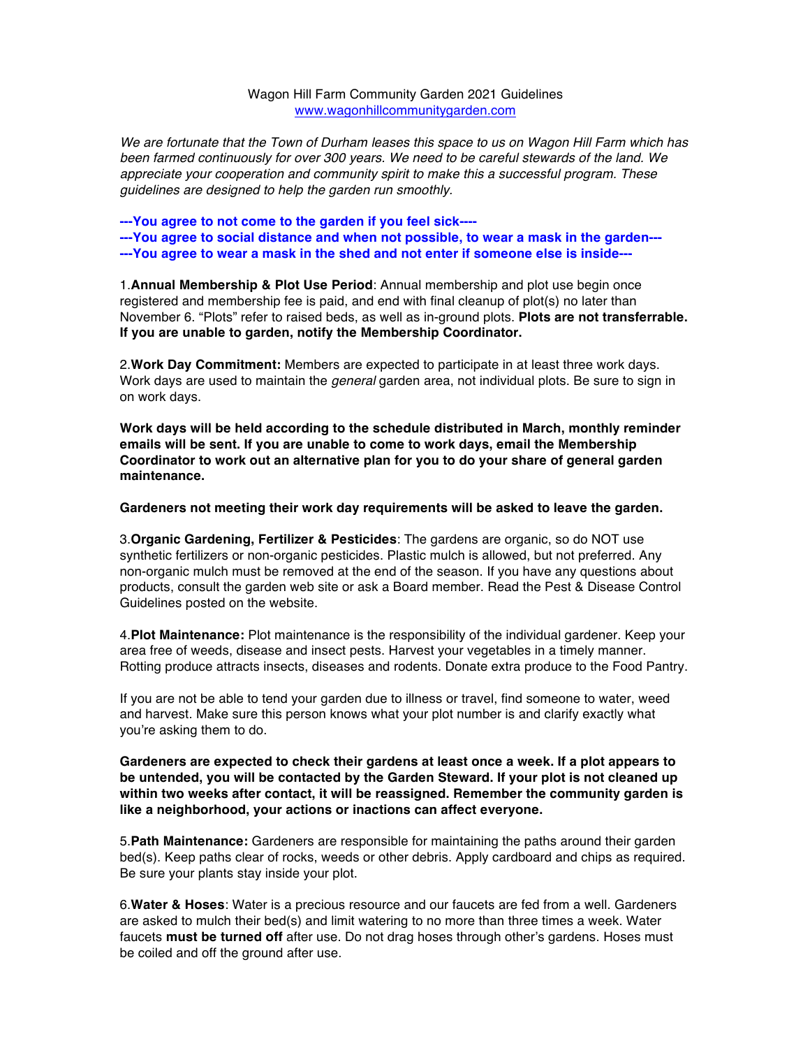# Wagon Hill Farm Community Garden 2021 Guidelines

www.wagonhillcommunitygarden.com

*We are fortunate that the Town of Durham leases this space to us on Wagon Hill Farm which has been farmed continuously for over 300 years. We need to be careful stewards of the land. We appreciate your cooperation and community spirit to make this a successful program. These guidelines are designed to help the garden run smoothly.*

**---You agree to not come to the garden if you feel sick----**
**---You agree to social distance and when not possible, to wear a mask in the garden---**
**---You agree to wear a mask in the shed and not enter if someone else is inside---**

1.**Annual Membership & Plot Use Period**: Annual membership and plot use begin once registered and membership fee is paid, and end with final cleanup of plot(s) no later than November 6. "Plots" refer to raised beds, as well as in-ground plots. **Plots are not transferrable. If you are unable to garden, notify the Membership Coordinator.**

2.**Work Day Commitment:** Members are expected to participate in at least three work days. Work days are used to maintain the *general* garden area, not individual plots. Be sure to sign in on work days.

**Work days will be held according to the schedule distributed in March, monthly reminder emails will be sent. If you are unable to come to work days, email the Membership Coordinator to work out an alternative plan for you to do your share of general garden maintenance.**

**Gardeners not meeting their work day requirements will be asked to leave the garden.**

3.**Organic Gardening, Fertilizer & Pesticides**: The gardens are organic, so do NOT use synthetic fertilizers or non-organic pesticides. Plastic mulch is allowed, but not preferred. Any non-organic mulch must be removed at the end of the season. If you have any questions about products, consult the garden web site or ask a Board member. Read the Pest & Disease Control Guidelines posted on the website.

4.**Plot Maintenance:** Plot maintenance is the responsibility of the individual gardener. Keep your area free of weeds, disease and insect pests. Harvest your vegetables in a timely manner. Rotting produce attracts insects, diseases and rodents. Donate extra produce to the Food Pantry.

If you are not be able to tend your garden due to illness or travel, find someone to water, weed and harvest. Make sure this person knows what your plot number is and clarify exactly what you're asking them to do.

**Gardeners are expected to check their gardens at least once a week. If a plot appears to be untended, you will be contacted by the Garden Steward. If your plot is not cleaned up within two weeks after contact, it will be reassigned. Remember the community garden is like a neighborhood, your actions or inactions can affect everyone.**

5.**Path Maintenance:** Gardeners are responsible for maintaining the paths around their garden bed(s). Keep paths clear of rocks, weeds or other debris. Apply cardboard and chips as required. Be sure your plants stay inside your plot.

6.**Water & Hoses**: Water is a precious resource and our faucets are fed from a well. Gardeners are asked to mulch their bed(s) and limit watering to no more than three times a week. Water faucets **must be turned off** after use. Do not drag hoses through other's gardens. Hoses must be coiled and off the ground after use.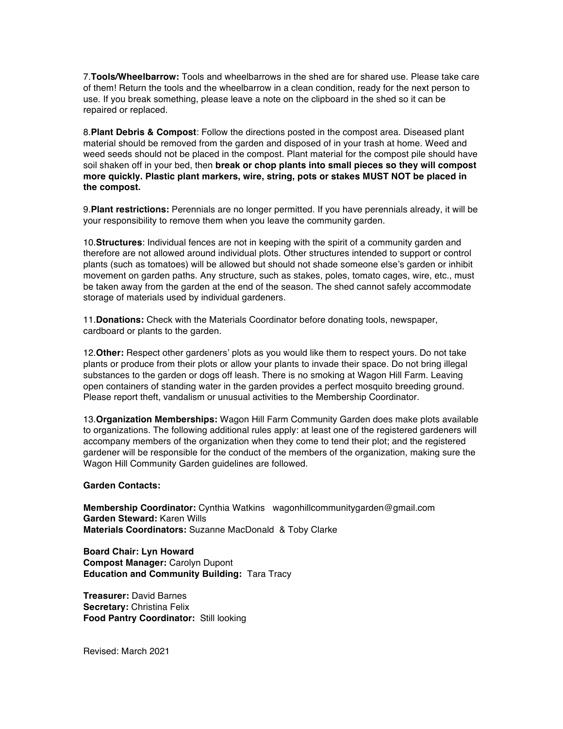7.**Tools/Wheelbarrow:** Tools and wheelbarrows in the shed are for shared use. Please take care of them! Return the tools and the wheelbarrow in a clean condition, ready for the next person to use. If you break something, please leave a note on the clipboard in the shed so it can be repaired or replaced.

8.**Plant Debris & Compost**: Follow the directions posted in the compost area. Diseased plant material should be removed from the garden and disposed of in your trash at home. Weed and weed seeds should not be placed in the compost. Plant material for the compost pile should have soil shaken off in your bed, then **break or chop plants into small pieces so they will compost more quickly. Plastic plant markers, wire, string, pots or stakes MUST NOT be placed in the compost.**

9.**Plant restrictions:** Perennials are no longer permitted. If you have perennials already, it will be your responsibility to remove them when you leave the community garden.

10.**Structures**: Individual fences are not in keeping with the spirit of a community garden and therefore are not allowed around individual plots. Other structures intended to support or control plants (such as tomatoes) will be allowed but should not shade someone else's garden or inhibit movement on garden paths. Any structure, such as stakes, poles, tomato cages, wire, etc., must be taken away from the garden at the end of the season. The shed cannot safely accommodate storage of materials used by individual gardeners.

11.**Donations:** Check with the Materials Coordinator before donating tools, newspaper, cardboard or plants to the garden.

12.**Other:** Respect other gardeners' plots as you would like them to respect yours. Do not take plants or produce from their plots or allow your plants to invade their space. Do not bring illegal substances to the garden or dogs off leash. There is no smoking at Wagon Hill Farm. Leaving open containers of standing water in the garden provides a perfect mosquito breeding ground. Please report theft, vandalism or unusual activities to the Membership Coordinator.

13.**Organization Memberships:** Wagon Hill Farm Community Garden does make plots available to organizations. The following additional rules apply: at least one of the registered gardeners will accompany members of the organization when they come to tend their plot; and the registered gardener will be responsible for the conduct of the members of the organization, making sure the Wagon Hill Community Garden guidelines are followed.

**Garden Contacts:**

**Membership Coordinator:** Cynthia Watkins wagonhillcommunitygarden@gmail.com
**Garden Steward:** Karen Wills
**Materials Coordinators:** Suzanne MacDonald & Toby Clarke

**Board Chair: Lyn Howard**
**Compost Manager:** Carolyn Dupont
**Education and Community Building:** Tara Tracy

**Treasurer:** David Barnes
**Secretary:** Christina Felix
**Food Pantry Coordinator:** Still looking

Revised: March 2021